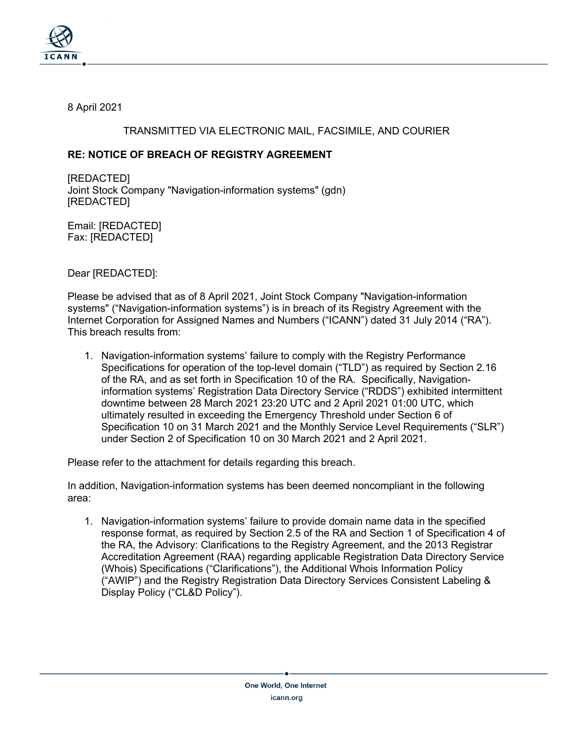8 April 2021

TRANSMITTED VIA ELECTRONIC MAIL, FACSIMILE, AND COURIER

**RE: NOTICE OF BREACH OF REGISTRY AGREEMENT**

[REDACTED]
Joint Stock Company "Navigation-information systems" (gdn)
[REDACTED]

Email: [REDACTED]
Fax: [REDACTED]

Dear [REDACTED]:

Please be advised that as of 8 April 2021, Joint Stock Company "Navigation-information systems" ("Navigation-information systems") is in breach of its Registry Agreement with the Internet Corporation for Assigned Names and Numbers ("ICANN") dated 31 July 2014 ("RA"). This breach results from:

1. Navigation-information systems' failure to comply with the Registry Performance Specifications for operation of the top-level domain ("TLD") as required by Section 2.16 of the RA, and as set forth in Specification 10 of the RA. Specifically, Navigation-information systems' Registration Data Directory Service ("RDDS") exhibited intermittent downtime between 28 March 2021 23:20 UTC and 2 April 2021 01:00 UTC, which ultimately resulted in exceeding the Emergency Threshold under Section 6 of Specification 10 on 31 March 2021 and the Monthly Service Level Requirements ("SLR") under Section 2 of Specification 10 on 30 March 2021 and 2 April 2021.

Please refer to the attachment for details regarding this breach.

In addition, Navigation-information systems has been deemed noncompliant in the following area:

1. Navigation-information systems' failure to provide domain name data in the specified response format, as required by Section 2.5 of the RA and Section 1 of Specification 4 of the RA, the Advisory: Clarifications to the Registry Agreement, and the 2013 Registrar Accreditation Agreement (RAA) regarding applicable Registration Data Directory Service (Whois) Specifications ("Clarifications"), the Additional Whois Information Policy ("AWIP") and the Registry Registration Data Directory Services Consistent Labeling & Display Policy ("CL&D Policy").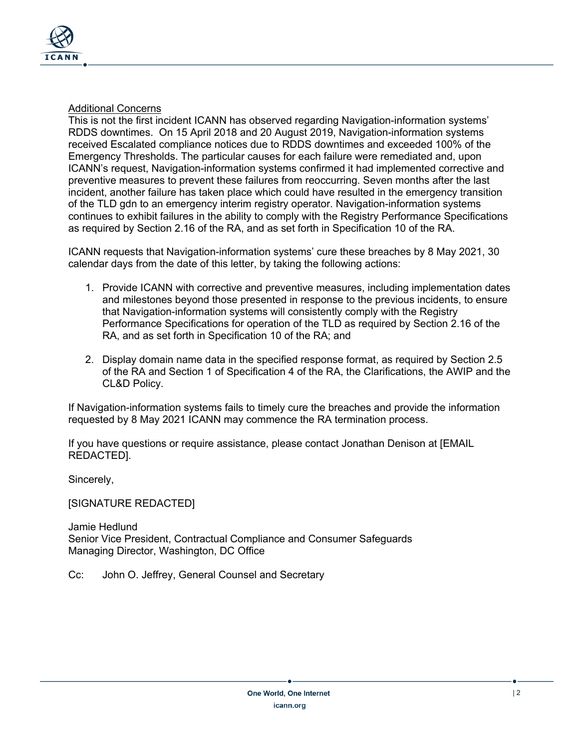<u>Additional Concerns</u>

This is not the first incident ICANN has observed regarding Navigation-information systems' RDDS downtimes. On 15 April 2018 and 20 August 2019, Navigation-information systems received Escalated compliance notices due to RDDS downtimes and exceeded 100% of the Emergency Thresholds. The particular causes for each failure were remediated and, upon ICANN's request, Navigation-information systems confirmed it had implemented corrective and preventive measures to prevent these failures from reoccurring. Seven months after the last incident, another failure has taken place which could have resulted in the emergency transition of the TLD gdn to an emergency interim registry operator. Navigation-information systems continues to exhibit failures in the ability to comply with the Registry Performance Specifications as required by Section 2.16 of the RA, and as set forth in Specification 10 of the RA.

ICANN requests that Navigation-information systems' cure these breaches by 8 May 2021, 30 calendar days from the date of this letter, by taking the following actions:

1. Provide ICANN with corrective and preventive measures, including implementation dates and milestones beyond those presented in response to the previous incidents, to ensure that Navigation-information systems will consistently comply with the Registry Performance Specifications for operation of the TLD as required by Section 2.16 of the RA, and as set forth in Specification 10 of the RA; and

2. Display domain name data in the specified response format, as required by Section 2.5 of the RA and Section 1 of Specification 4 of the RA, the Clarifications, the AWIP and the CL&D Policy.

If Navigation-information systems fails to timely cure the breaches and provide the information requested by 8 May 2021 ICANN may commence the RA termination process.

If you have questions or require assistance, please contact Jonathan Denison at [EMAIL REDACTED].

Sincerely,

[SIGNATURE REDACTED]

Jamie Hedlund
Senior Vice President, Contractual Compliance and Consumer Safeguards
Managing Director, Washington, DC Office

Cc: John O. Jeffrey, General Counsel and Secretary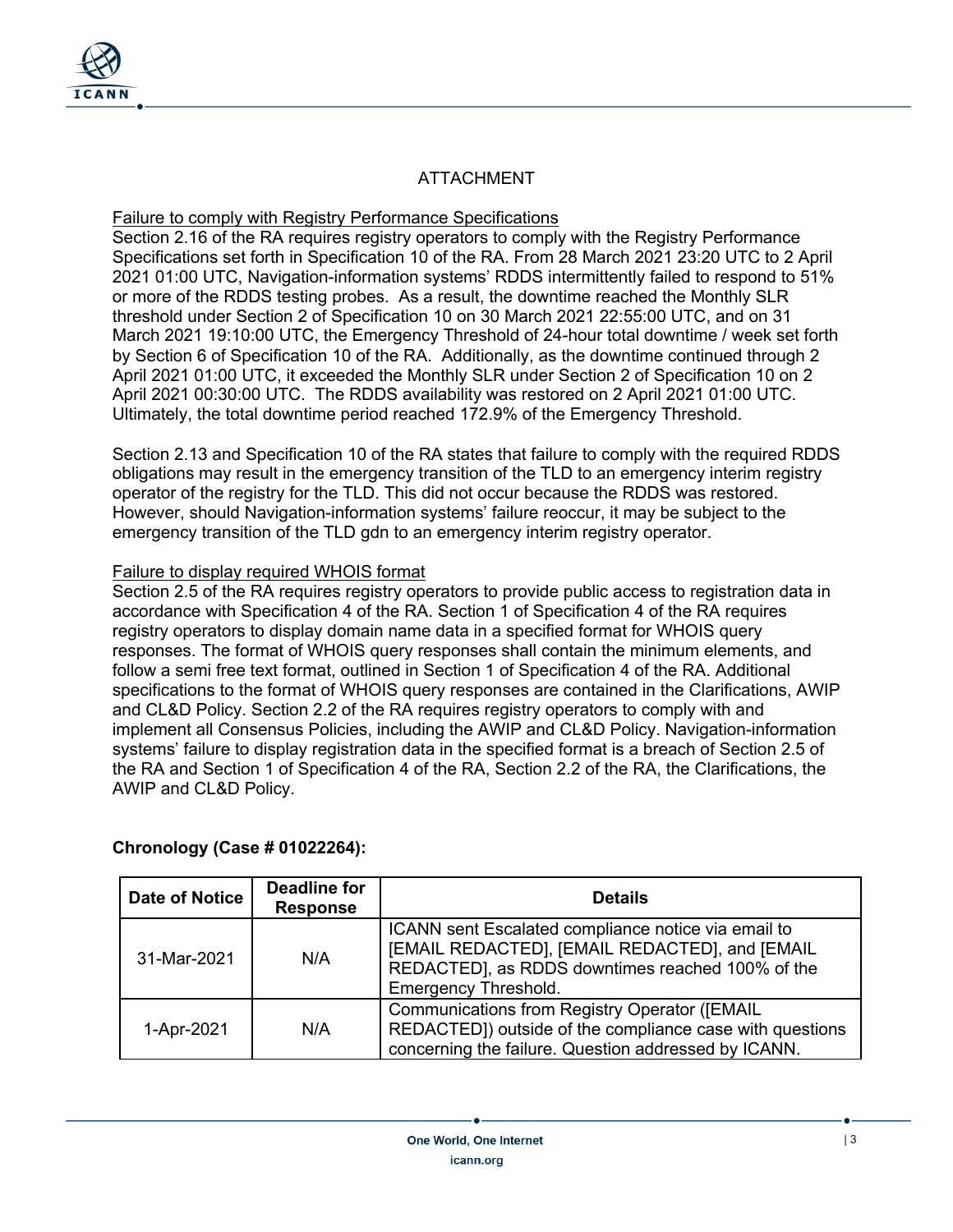## ATTACHMENT

Failure to comply with Registry Performance Specifications

Section 2.16 of the RA requires registry operators to comply with the Registry Performance Specifications set forth in Specification 10 of the RA. From 28 March 2021 23:20 UTC to 2 April 2021 01:00 UTC, Navigation-information systems' RDDS intermittently failed to respond to 51% or more of the RDDS testing probes. As a result, the downtime reached the Monthly SLR threshold under Section 2 of Specification 10 on 30 March 2021 22:55:00 UTC, and on 31 March 2021 19:10:00 UTC, the Emergency Threshold of 24-hour total downtime / week set forth by Section 6 of Specification 10 of the RA. Additionally, as the downtime continued through 2 April 2021 01:00 UTC, it exceeded the Monthly SLR under Section 2 of Specification 10 on 2 April 2021 00:30:00 UTC. The RDDS availability was restored on 2 April 2021 01:00 UTC. Ultimately, the total downtime period reached 172.9% of the Emergency Threshold.

Section 2.13 and Specification 10 of the RA states that failure to comply with the required RDDS obligations may result in the emergency transition of the TLD to an emergency interim registry operator of the registry for the TLD. This did not occur because the RDDS was restored. However, should Navigation-information systems' failure reoccur, it may be subject to the emergency transition of the TLD gdn to an emergency interim registry operator.

Failure to display required WHOIS format

Section 2.5 of the RA requires registry operators to provide public access to registration data in accordance with Specification 4 of the RA. Section 1 of Specification 4 of the RA requires registry operators to display domain name data in a specified format for WHOIS query responses. The format of WHOIS query responses shall contain the minimum elements, and follow a semi free text format, outlined in Section 1 of Specification 4 of the RA. Additional specifications to the format of WHOIS query responses are contained in the Clarifications, AWIP and CL&D Policy. Section 2.2 of the RA requires registry operators to comply with and implement all Consensus Policies, including the AWIP and CL&D Policy. Navigation-information systems' failure to display registration data in the specified format is a breach of Section 2.5 of the RA and Section 1 of Specification 4 of the RA, Section 2.2 of the RA, the Clarifications, the AWIP and CL&D Policy.

**Chronology (Case # 01022264):**

| Date of Notice | Deadline for Response | Details |
|---|---|---|
| 31-Mar-2021 | N/A | ICANN sent Escalated compliance notice via email to [EMAIL REDACTED], [EMAIL REDACTED], and [EMAIL REDACTED], as RDDS downtimes reached 100% of the Emergency Threshold. |
| 1-Apr-2021 | N/A | Communications from Registry Operator ([EMAIL REDACTED]) outside of the compliance case with questions concerning the failure. Question addressed by ICANN. |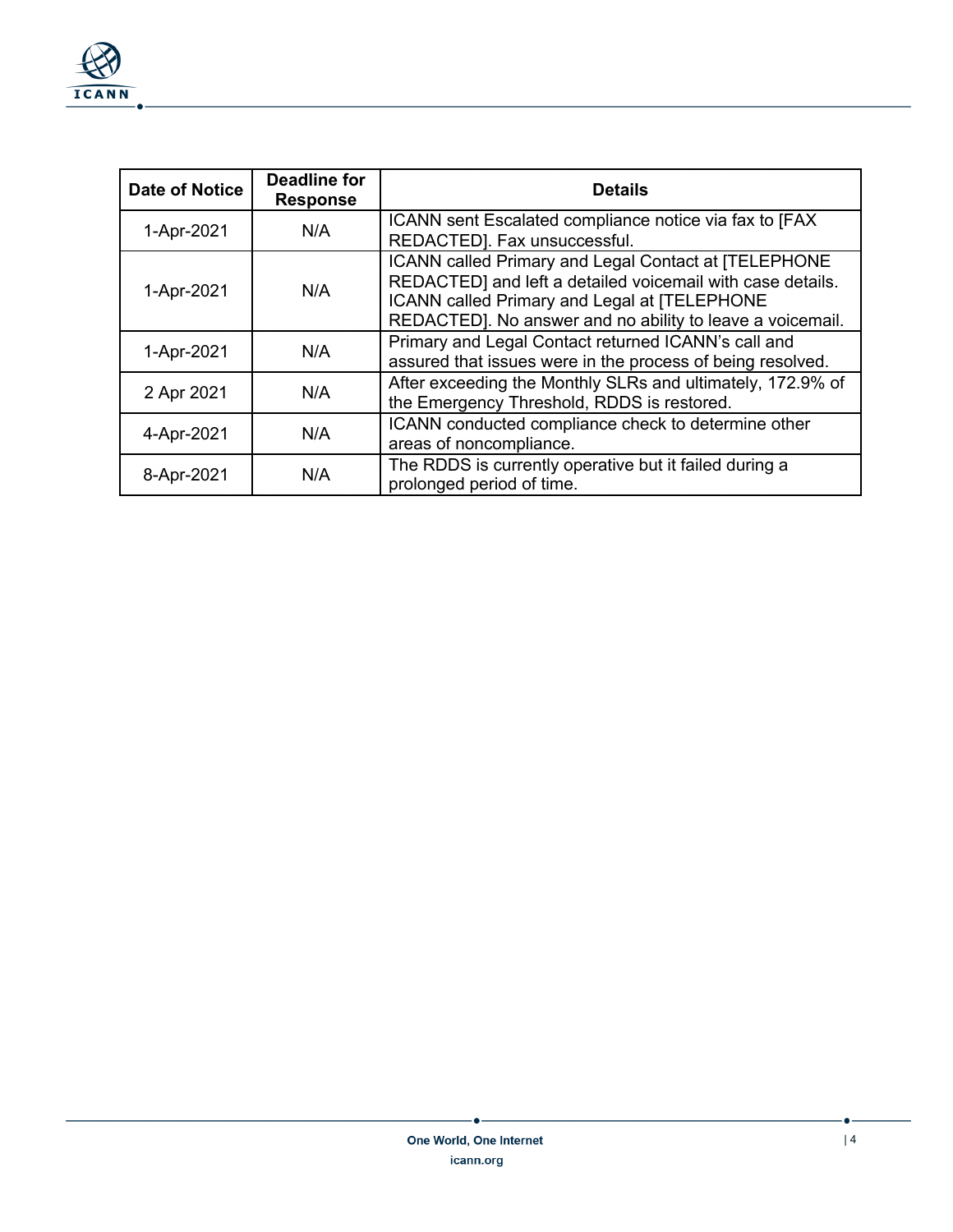| Date of Notice | Deadline for Response | Details |
| --- | --- | --- |
| 1-Apr-2021 | N/A | ICANN sent Escalated compliance notice via fax to [FAX REDACTED]. Fax unsuccessful. |
| 1-Apr-2021 | N/A | ICANN called Primary and Legal Contact at [TELEPHONE REDACTED] and left a detailed voicemail with case details. ICANN called Primary and Legal at [TELEPHONE REDACTED]. No answer and no ability to leave a voicemail. |
| 1-Apr-2021 | N/A | Primary and Legal Contact returned ICANN's call and assured that issues were in the process of being resolved. |
| 2 Apr 2021 | N/A | After exceeding the Monthly SLRs and ultimately, 172.9% of the Emergency Threshold, RDDS is restored. |
| 4-Apr-2021 | N/A | ICANN conducted compliance check to determine other areas of noncompliance. |
| 8-Apr-2021 | N/A | The RDDS is currently operative but it failed during a prolonged period of time. |